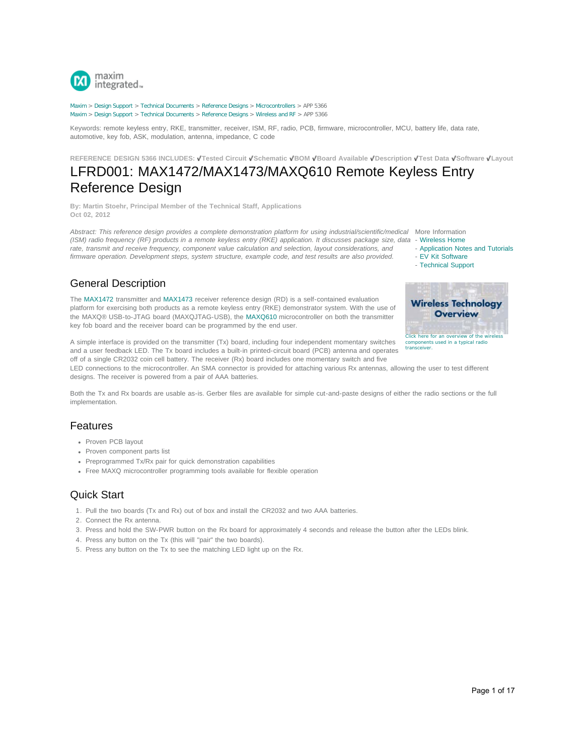Maxim > Design Support > Technical Documents > Reference Designs > Microcontrollers > APP 5366
Maxim > Design Support > Technical Documents > Reference Designs > Wireless and RF > APP 5366

Keywords: remote keyless entry, RKE, transmitter, receiver, ISM, RF, radio, PCB, firmware, microcontroller, MCU, battery life, data rate, automotive, key fob, ASK, modulation, antenna, impedance, C code

**REFERENCE DESIGN 5366 INCLUDES: ✓Tested Circuit ✓Schematic ✓BOM ✓Board Available ✓Description ✓Test Data ✓Software ✓Layout**

# LFRD001: MAX1472/MAX1473/MAXQ610 Remote Keyless Entry Reference Design

**By: Martin Stoehr, Principal Member of the Technical Staff, Applications**
**Oct 02, 2012**

*Abstract: This reference design provides a complete demonstration platform for using industrial/scientific/medical (ISM) radio frequency (RF) products in a remote keyless entry (RKE) application. It discusses package size, data rate, transmit and receive frequency, component value calculation and selection, layout considerations, and firmware operation. Development steps, system structure, example code, and test results are also provided.*

More Information
- Wireless Home
- Application Notes and Tutorials
- EV Kit Software
- Technical Support

## General Description

The MAX1472 transmitter and MAX1473 receiver reference design (RD) is a self-contained evaluation platform for exercising both products as a remote keyless entry (RKE) demonstrator system. With the use of the MAXQ® USB-to-JTAG board (MAXQJTAG-USB), the MAXQ610 microcontroller on both the transmitter key fob board and the receiver board can be programmed by the end user.

Wireless Technology Overview

Click here for an overview of the wireless components used in a typical radio transceiver.

A simple interface is provided on the transmitter (Tx) board, including four independent momentary switches and a user feedback LED. The Tx board includes a built-in printed-circuit board (PCB) antenna and operates off of a single CR2032 coin cell battery. The receiver (Rx) board includes one momentary switch and five LED connections to the microcontroller. An SMA connector is provided for attaching various Rx antennas, allowing the user to test different designs. The receiver is powered from a pair of AAA batteries.

Both the Tx and Rx boards are usable as-is. Gerber files are available for simple cut-and-paste designs of either the radio sections or the full implementation.

## Features

- Proven PCB layout
- Proven component parts list
- Preprogrammed Tx/Rx pair for quick demonstration capabilities
- Free MAXQ microcontroller programming tools available for flexible operation

## Quick Start

1. Pull the two boards (Tx and Rx) out of box and install the CR2032 and two AAA batteries.
2. Connect the Rx antenna.
3. Press and hold the SW-PWR button on the Rx board for approximately 4 seconds and release the button after the LEDs blink.
4. Press any button on the Tx (this will "pair" the two boards).
5. Press any button on the Tx to see the matching LED light up on the Rx.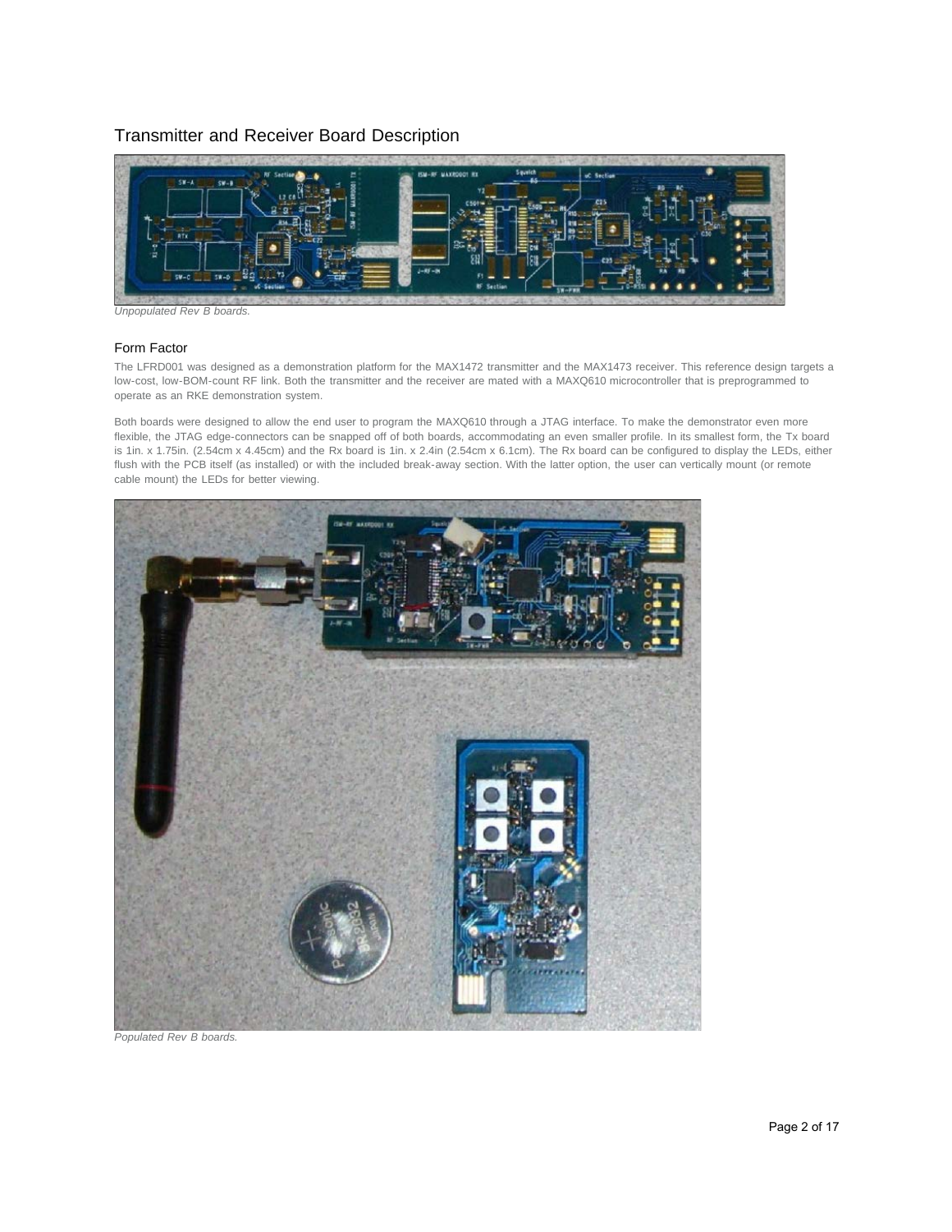## Transmitter and Receiver Board Description

*Unpopulated Rev B boards.*

### Form Factor

The LFRD001 was designed as a demonstration platform for the MAX1472 transmitter and the MAX1473 receiver. This reference design targets a low-cost, low-BOM-count RF link. Both the transmitter and the receiver are mated with a MAXQ610 microcontroller that is preprogrammed to operate as an RKE demonstration system.

Both boards were designed to allow the end user to program the MAXQ610 through a JTAG interface. To make the demonstrator even more flexible, the JTAG edge-connectors can be snapped off of both boards, accommodating an even smaller profile. In its smallest form, the Tx board is 1in. x 1.75in. (2.54cm x 4.45cm) and the Rx board is 1in. x 2.4in (2.54cm x 6.1cm). The Rx board can be configured to display the LEDs, either flush with the PCB itself (as installed) or with the included break-away section. With the latter option, the user can vertically mount (or remote cable mount) the LEDs for better viewing.

*Populated Rev B boards.*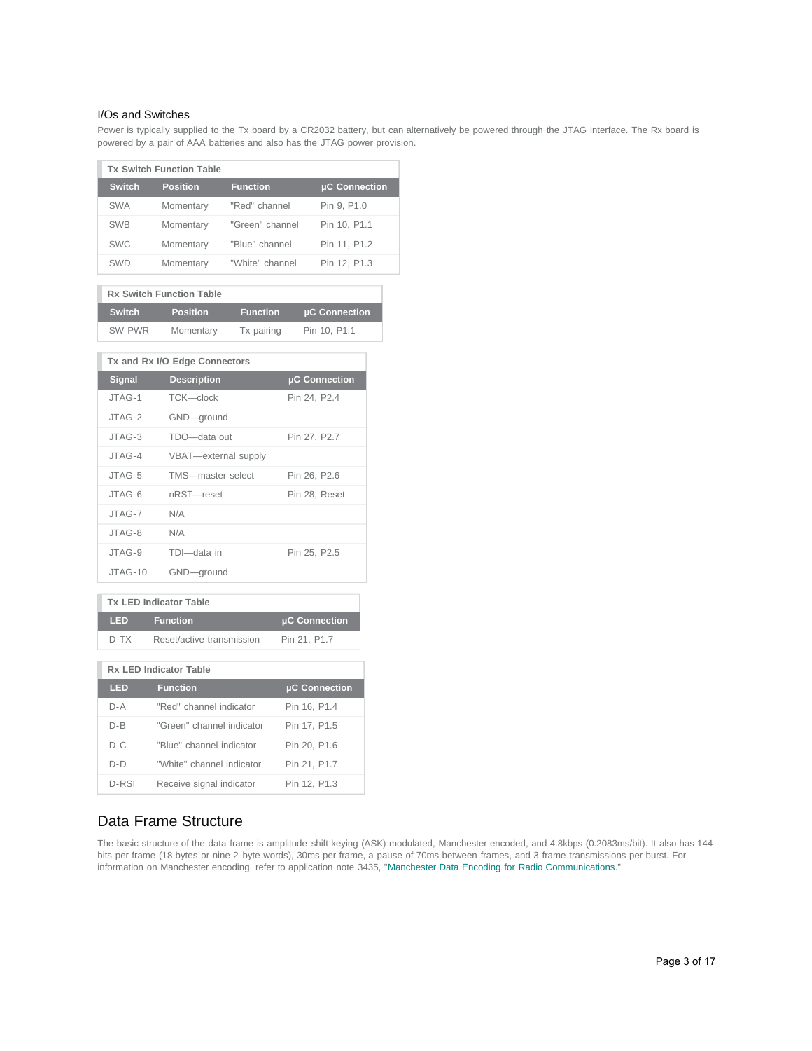### I/Os and Switches

Power is typically supplied to the Tx board by a CR2032 battery, but can alternatively be powered through the JTAG interface. The Rx board is powered by a pair of AAA batteries and also has the JTAG power provision.

**Tx Switch Function Table**

| Switch | Position | Function | µC Connection |
|---|---|---|---|
| SWA | Momentary | "Red" channel | Pin 9, P1.0 |
| SWB | Momentary | "Green" channel | Pin 10, P1.1 |
| SWC | Momentary | "Blue" channel | Pin 11, P1.2 |
| SWD | Momentary | "White" channel | Pin 12, P1.3 |

**Rx Switch Function Table**

| Switch | Position | Function | µC Connection |
|---|---|---|---|
| SW-PWR | Momentary | Tx pairing | Pin 10, P1.1 |

**Tx and Rx I/O Edge Connectors**

| Signal | Description | µC Connection |
|---|---|---|
| JTAG-1 | TCK—clock | Pin 24, P2.4 |
| JTAG-2 | GND—ground | |
| JTAG-3 | TDO—data out | Pin 27, P2.7 |
| JTAG-4 | VBAT—external supply | |
| JTAG-5 | TMS—master select | Pin 26, P2.6 |
| JTAG-6 | nRST—reset | Pin 28, Reset |
| JTAG-7 | N/A | |
| JTAG-8 | N/A | |
| JTAG-9 | TDI—data in | Pin 25, P2.5 |
| JTAG-10 | GND—ground | |

**Tx LED Indicator Table**

| LED | Function | µC Connection |
|---|---|---|
| D-TX | Reset/active transmission | Pin 21, P1.7 |

**Rx LED Indicator Table**

| LED | Function | µC Connection |
|---|---|---|
| D-A | "Red" channel indicator | Pin 16, P1.4 |
| D-B | "Green" channel indicator | Pin 17, P1.5 |
| D-C | "Blue" channel indicator | Pin 20, P1.6 |
| D-D | "White" channel indicator | Pin 21, P1.7 |
| D-RSI | Receive signal indicator | Pin 12, P1.3 |

## Data Frame Structure

The basic structure of the data frame is amplitude-shift keying (ASK) modulated, Manchester encoded, and 4.8kbps (0.2083ms/bit). It also has 144 bits per frame (18 bytes or nine 2-byte words), 30ms per frame, a pause of 70ms between frames, and 3 frame transmissions per burst. For information on Manchester encoding, refer to application note 3435, "Manchester Data Encoding for Radio Communications."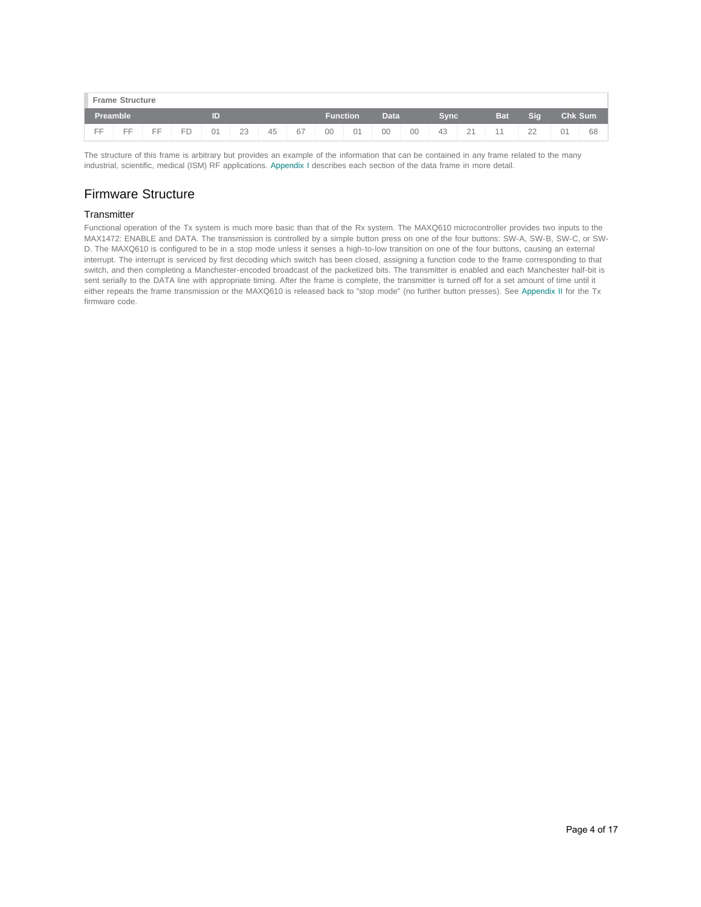**Frame Structure**

| Preamble | | | | ID | | | | Function | | Data | | Sync | | Bat | Sig | Chk Sum | |
|---|---|---|---|---|---|---|---|---|---|---|---|---|---|---|---|---|---|
| FF | FF | FF | FD | 01 | 23 | 45 | 67 | 00 | 01 | 00 | 00 | 43 | 21 | 11 | 22 | 01 | 68 |

The structure of this frame is arbitrary but provides an example of the information that can be contained in any frame related to the many industrial, scientific, medical (ISM) RF applications. Appendix I describes each section of the data frame in more detail.

## Firmware Structure

### Transmitter

Functional operation of the Tx system is much more basic than that of the Rx system. The MAXQ610 microcontroller provides two inputs to the MAX1472: ENABLE and DATA. The transmission is controlled by a simple button press on one of the four buttons: SW-A, SW-B, SW-C, or SW-D. The MAXQ610 is configured to be in a stop mode unless it senses a high-to-low transition on one of the four buttons, causing an external interrupt. The interrupt is serviced by first decoding which switch has been closed, assigning a function code to the frame corresponding to that switch, and then completing a Manchester-encoded broadcast of the packetized bits. The transmitter is enabled and each Manchester half-bit is sent serially to the DATA line with appropriate timing. After the frame is complete, the transmitter is turned off for a set amount of time until it either repeats the frame transmission or the MAXQ610 is released back to "stop mode" (no further button presses). See Appendix II for the Tx firmware code.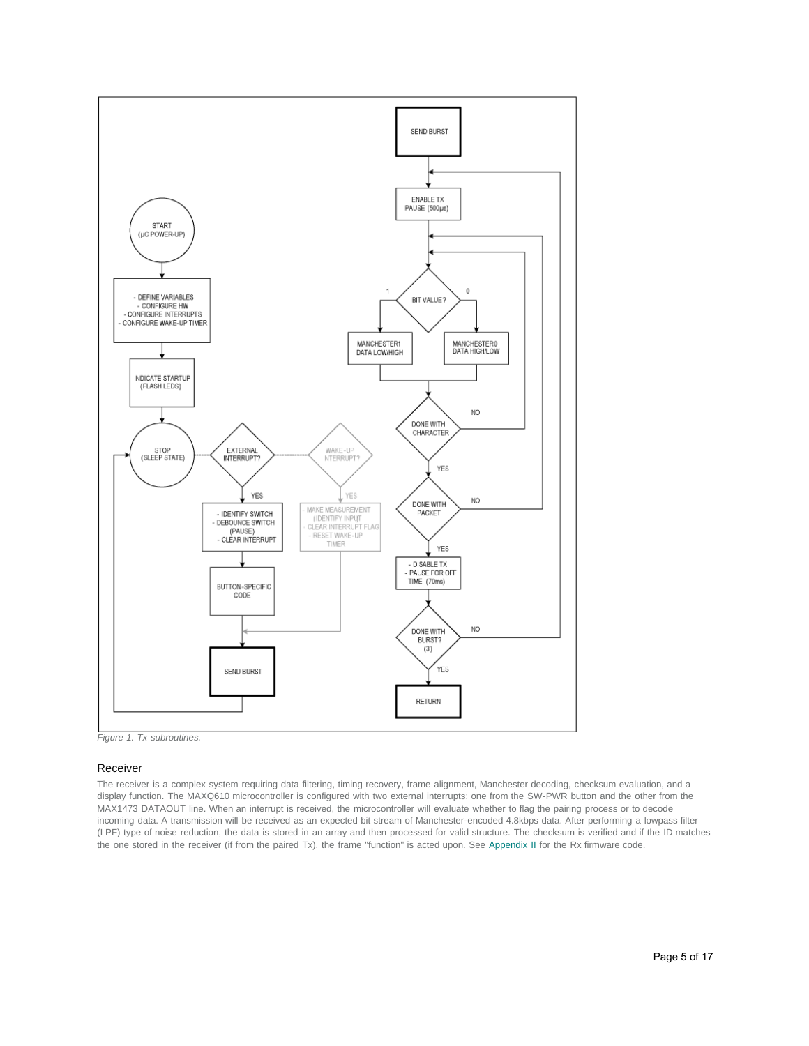*Figure 1. Tx subroutines.*

### Receiver

The receiver is a complex system requiring data filtering, timing recovery, frame alignment, Manchester decoding, checksum evaluation, and a display function. The MAXQ610 microcontroller is configured with two external interrupts: one from the SW-PWR button and the other from the MAX1473 DATAOUT line. When an interrupt is received, the microcontroller will evaluate whether to flag the pairing process or to decode incoming data. A transmission will be received as an expected bit stream of Manchester-encoded 4.8kbps data. After performing a lowpass filter (LPF) type of noise reduction, the data is stored in an array and then processed for valid structure. The checksum is verified and if the ID matches the one stored in the receiver (if from the paired Tx), the frame "function" is acted upon. See Appendix II for the Rx firmware code.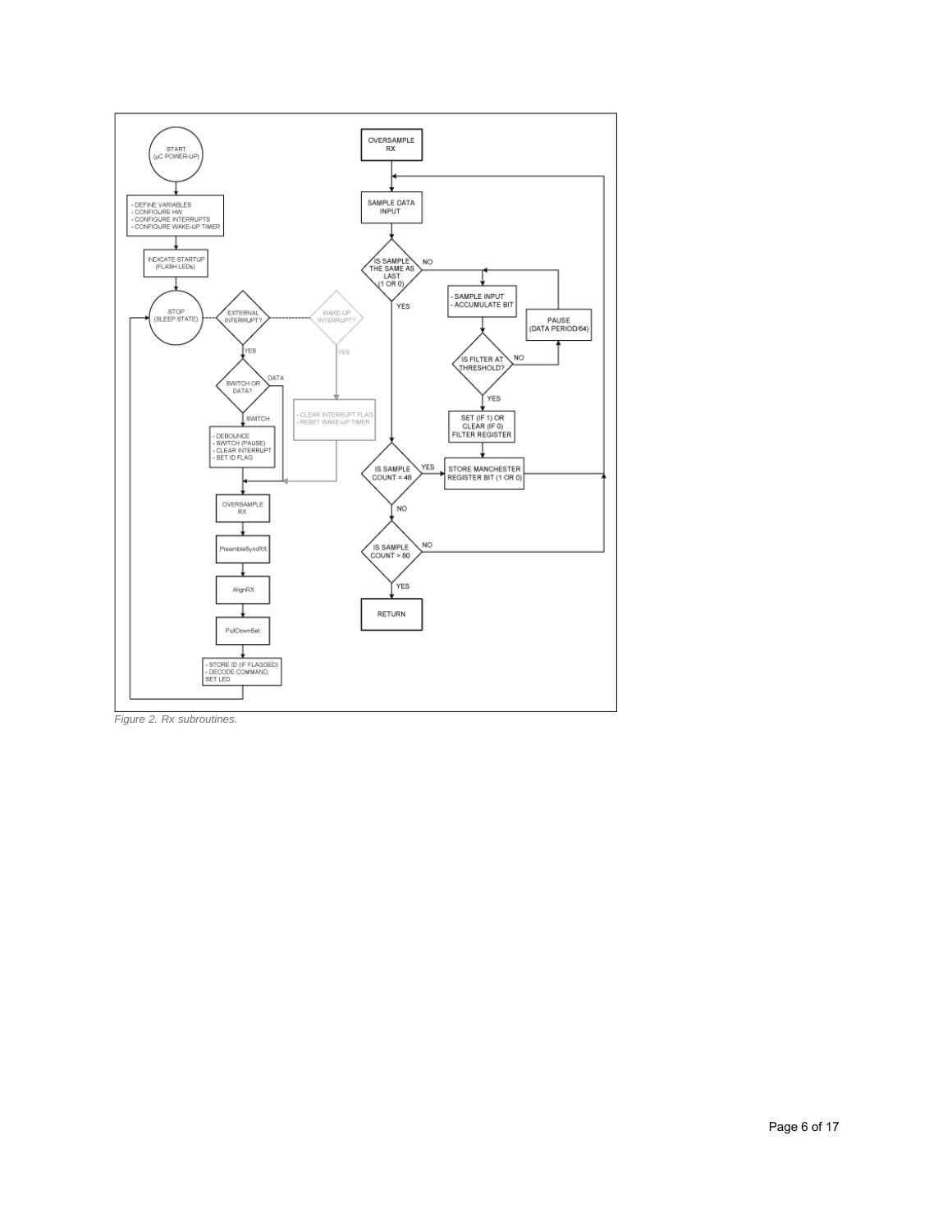*Figure 2. Rx subroutines.*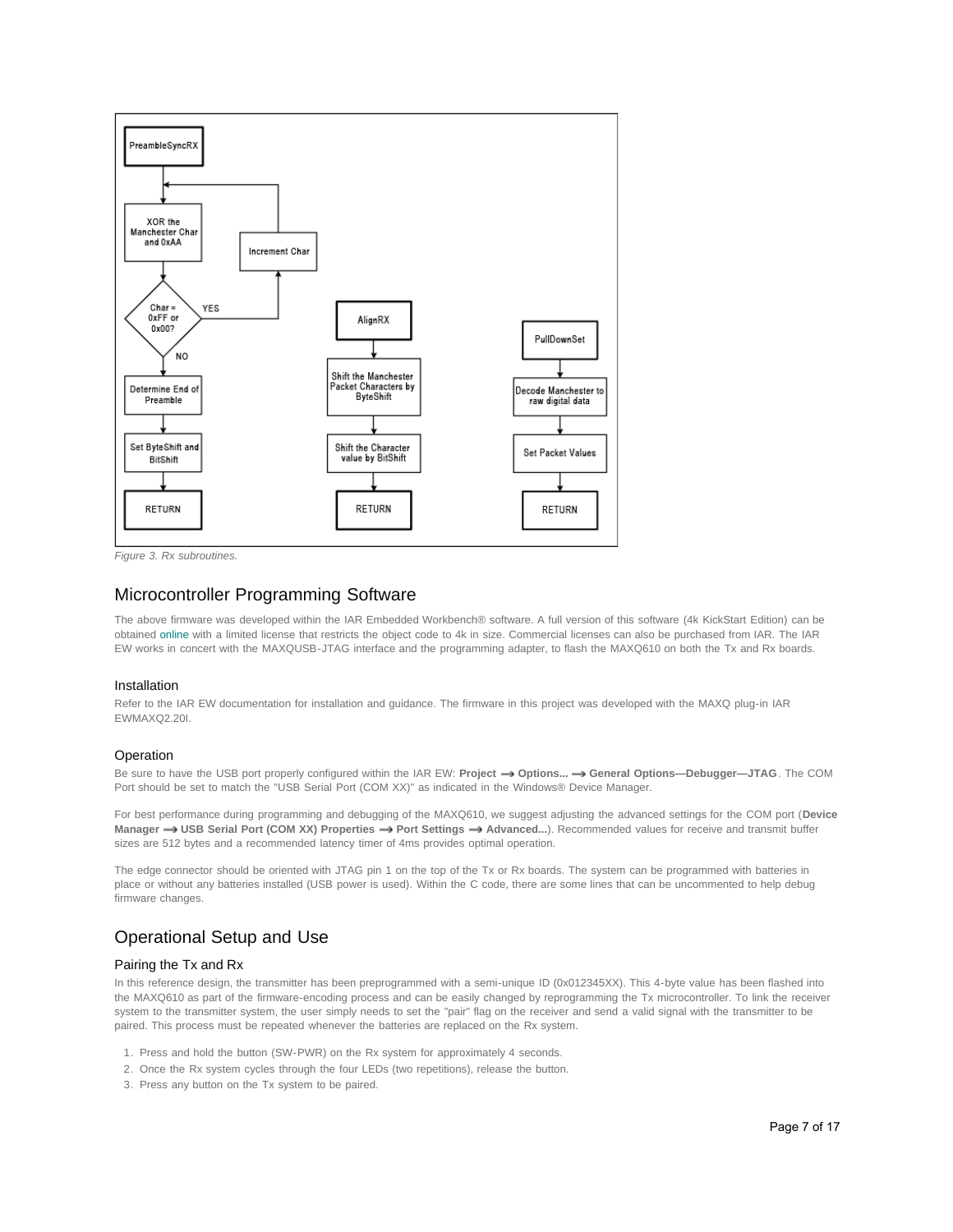Figure 3. Rx subroutines.

## Microcontroller Programming Software

The above firmware was developed within the IAR Embedded Workbench® software. A full version of this software (4k KickStart Edition) can be obtained online with a limited license that restricts the object code to 4k in size. Commercial licenses can also be purchased from IAR. The IAR EW works in concert with the MAXQUSB-JTAG interface and the programming adapter, to flash the MAXQ610 on both the Tx and Rx boards.

### Installation

Refer to the IAR EW documentation for installation and guidance. The firmware in this project was developed with the MAXQ plug-in IAR EWMAXQ2.20I.

### Operation

Be sure to have the USB port properly configured within the IAR EW: **Project ⟶ Options... ⟶ General Options—Debugger—JTAG**. The COM Port should be set to match the "USB Serial Port (COM XX)" as indicated in the Windows® Device Manager.

For best performance during programming and debugging of the MAXQ610, we suggest adjusting the advanced settings for the COM port (**Device Manager ⟶ USB Serial Port (COM XX) Properties ⟶ Port Settings ⟶ Advanced...**). Recommended values for receive and transmit buffer sizes are 512 bytes and a recommended latency timer of 4ms provides optimal operation.

The edge connector should be oriented with JTAG pin 1 on the top of the Tx or Rx boards. The system can be programmed with batteries in place or without any batteries installed (USB power is used). Within the C code, there are some lines that can be uncommented to help debug firmware changes.

## Operational Setup and Use

### Pairing the Tx and Rx

In this reference design, the transmitter has been preprogrammed with a semi-unique ID (0x012345XX). This 4-byte value has been flashed into the MAXQ610 as part of the firmware-encoding process and can be easily changed by reprogramming the Tx microcontroller. To link the receiver system to the transmitter system, the user simply needs to set the "pair" flag on the receiver and send a valid signal with the transmitter to be paired. This process must be repeated whenever the batteries are replaced on the Rx system.

1. Press and hold the button (SW-PWR) on the Rx system for approximately 4 seconds.
2. Once the Rx system cycles through the four LEDs (two repetitions), release the button.
3. Press any button on the Tx system to be paired.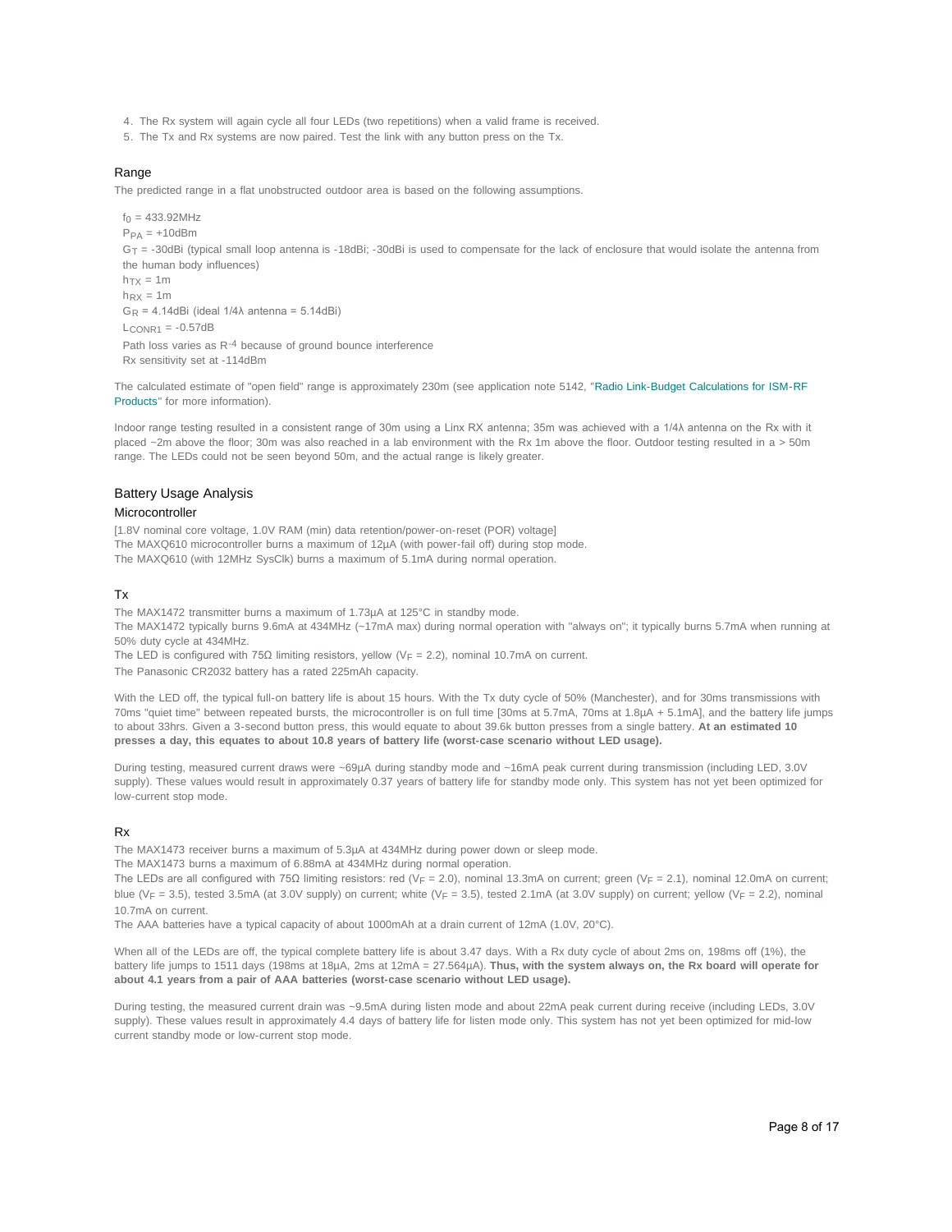4. The Rx system will again cycle all four LEDs (two repetitions) when a valid frame is received.
5. The Tx and Rx systems are now paired. Test the link with any button press on the Tx.

### Range

The predicted range in a flat unobstructed outdoor area is based on the following assumptions.

$f_0$ = 433.92MHz
$P_{PA}$ = +10dBm
$G_T$ = -30dBi (typical small loop antenna is -18dBi; -30dBi is used to compensate for the lack of enclosure that would isolate the antenna from the human body influences)
$h_{TX}$ = 1m
$h_{RX}$ = 1m
$G_R$ = 4.14dBi (ideal 1/4λ antenna = 5.14dBi)
$L_{CONR1}$ = -0.57dB
Path loss varies as $R^{-4}$ because of ground bounce interference
Rx sensitivity set at -114dBm

The calculated estimate of "open field" range is approximately 230m (see application note 5142, "Radio Link-Budget Calculations for ISM-RF Products" for more information).

Indoor range testing resulted in a consistent range of 30m using a Linx RX antenna; 35m was achieved with a 1/4λ antenna on the Rx with it placed ~2m above the floor; 30m was also reached in a lab environment with the Rx 1m above the floor. Outdoor testing resulted in a > 50m range. The LEDs could not be seen beyond 50m, and the actual range is likely greater.

### Battery Usage Analysis

#### Microcontroller

[1.8V nominal core voltage, 1.0V RAM (min) data retention/power-on-reset (POR) voltage]
The MAXQ610 microcontroller burns a maximum of 12µA (with power-fail off) during stop mode.
The MAXQ610 (with 12MHz SysClk) burns a maximum of 5.1mA during normal operation.

#### Tx

The MAX1472 transmitter burns a maximum of 1.73µA at 125°C in standby mode.
The MAX1472 typically burns 9.6mA at 434MHz (~17mA max) during normal operation with "always on"; it typically burns 5.7mA when running at 50% duty cycle at 434MHz.
The LED is configured with 75Ω limiting resistors, yellow ($V_F$ = 2.2), nominal 10.7mA on current.
The Panasonic CR2032 battery has a rated 225mAh capacity.

With the LED off, the typical full-on battery life is about 15 hours. With the Tx duty cycle of 50% (Manchester), and for 30ms transmissions with 70ms "quiet time" between repeated bursts, the microcontroller is on full time [30ms at 5.7mA, 70ms at 1.8µA + 5.1mA], and the battery life jumps to about 33hrs. Given a 3-second button press, this would equate to about 39.6k button presses from a single battery. **At an estimated 10 presses a day, this equates to about 10.8 years of battery life (worst-case scenario without LED usage).**

During testing, measured current draws were ~69µA during standby mode and ~16mA peak current during transmission (including LED, 3.0V supply). These values would result in approximately 0.37 years of battery life for standby mode only. This system has not yet been optimized for low-current stop mode.

#### Rx

The MAX1473 receiver burns a maximum of 5.3µA at 434MHz during power down or sleep mode.
The MAX1473 burns a maximum of 6.88mA at 434MHz during normal operation.
The LEDs are all configured with 75Ω limiting resistors: red ($V_F$ = 2.0), nominal 13.3mA on current; green ($V_F$ = 2.1), nominal 12.0mA on current; blue ($V_F$ = 3.5), tested 3.5mA (at 3.0V supply) on current; white ($V_F$ = 3.5), tested 2.1mA (at 3.0V supply) on current; yellow ($V_F$ = 2.2), nominal 10.7mA on current.
The AAA batteries have a typical capacity of about 1000mAh at a drain current of 12mA (1.0V, 20°C).

When all of the LEDs are off, the typical complete battery life is about 3.47 days. With a Rx duty cycle of about 2ms on, 198ms off (1%), the battery life jumps to 1511 days (198ms at 18µA, 2ms at 12mA = 27.564µA). **Thus, with the system always on, the Rx board will operate for about 4.1 years from a pair of AAA batteries (worst-case scenario without LED usage).**

During testing, the measured current drain was ~9.5mA during listen mode and about 22mA peak current during receive (including LEDs, 3.0V supply). These values result in approximately 4.4 days of battery life for listen mode only. This system has not yet been optimized for mid-low current standby mode or low-current stop mode.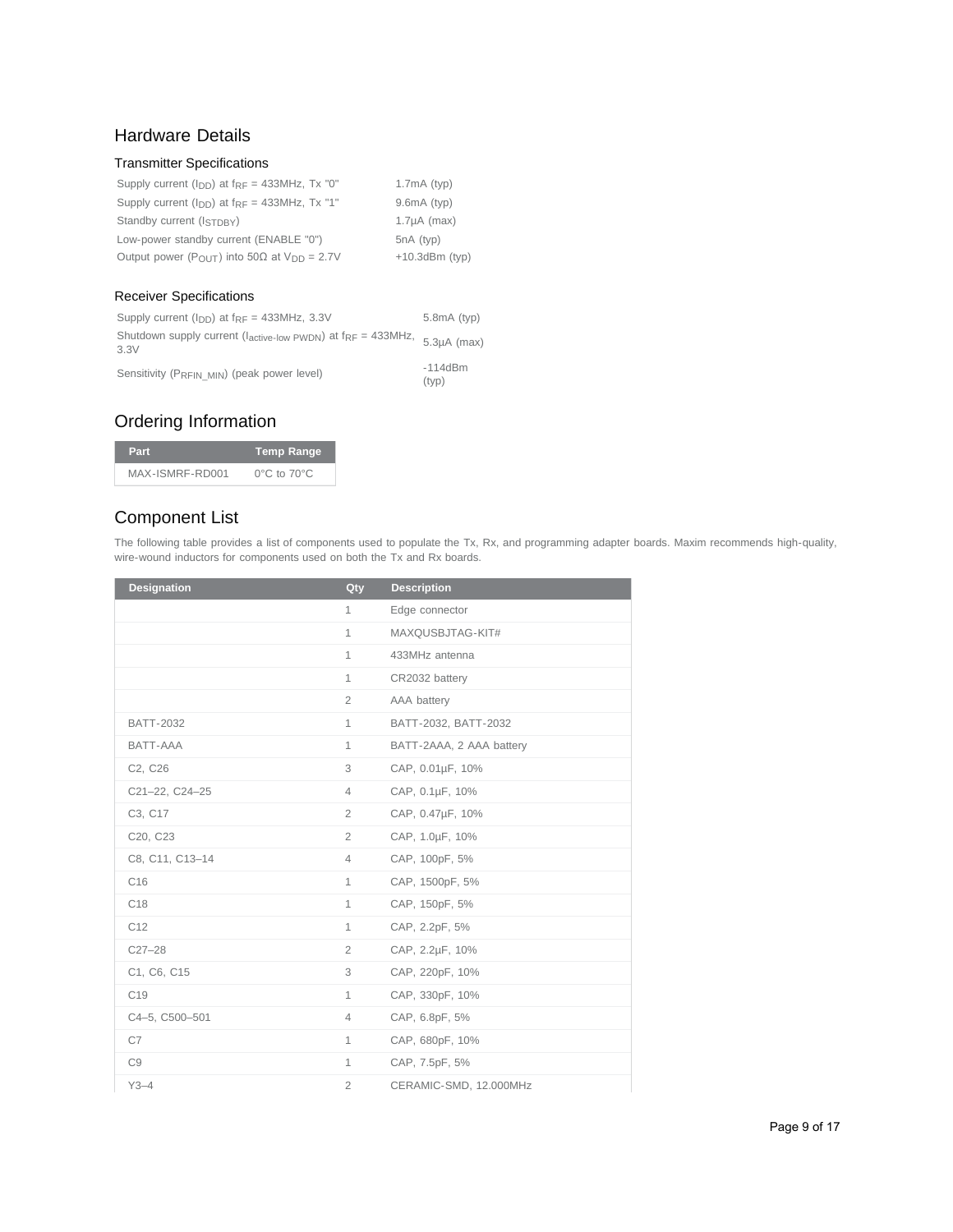## Hardware Details

### Transmitter Specifications

| | |
|---|---|
| Supply current ($I_{DD}$) at $f_{RF}$ = 433MHz, Tx "0" | 1.7mA (typ) |
| Supply current ($I_{DD}$) at $f_{RF}$ = 433MHz, Tx "1" | 9.6mA (typ) |
| Standby current ($I_{STDBY}$) | 1.7µA (max) |
| Low-power standby current (ENABLE "0") | 5nA (typ) |
| Output power ($P_{OUT}$) into 50Ω at $V_{DD}$ = 2.7V | +10.3dBm (typ) |

### Receiver Specifications

| | |
|---|---|
| Supply current ($I_{DD}$) at $f_{RF}$ = 433MHz, 3.3V | 5.8mA (typ) |
| Shutdown supply current ($I_{active-low\ PWDN}$) at $f_{RF}$ = 433MHz, 3.3V | 5.3µA (max) |
| Sensitivity ($P_{RFIN\_MIN}$) (peak power level) | -114dBm (typ) |

## Ordering Information

| Part | Temp Range |
|---|---|
| MAX-ISMRF-RD001 | 0°C to 70°C |

## Component List

The following table provides a list of components used to populate the Tx, Rx, and programming adapter boards. Maxim recommends high-quality, wire-wound inductors for components used on both the Tx and Rx boards.

| Designation | Qty | Description |
|---|---|---|
| | 1 | Edge connector |
| | 1 | MAXQUSBJTAG-KIT# |
| | 1 | 433MHz antenna |
| | 1 | CR2032 battery |
| | 2 | AAA battery |
| BATT-2032 | 1 | BATT-2032, BATT-2032 |
| BATT-AAA | 1 | BATT-2AAA, 2 AAA battery |
| C2, C26 | 3 | CAP, 0.01µF, 10% |
| C21–22, C24–25 | 4 | CAP, 0.1µF, 10% |
| C3, C17 | 2 | CAP, 0.47µF, 10% |
| C20, C23 | 2 | CAP, 1.0µF, 10% |
| C8, C11, C13–14 | 4 | CAP, 100pF, 5% |
| C16 | 1 | CAP, 1500pF, 5% |
| C18 | 1 | CAP, 150pF, 5% |
| C12 | 1 | CAP, 2.2pF, 5% |
| C27–28 | 2 | CAP, 2.2µF, 10% |
| C1, C6, C15 | 3 | CAP, 220pF, 10% |
| C19 | 1 | CAP, 330pF, 10% |
| C4–5, C500–501 | 4 | CAP, 6.8pF, 5% |
| C7 | 1 | CAP, 680pF, 10% |
| C9 | 1 | CAP, 7.5pF, 5% |
| Y3–4 | 2 | CERAMIC-SMD, 12.000MHz |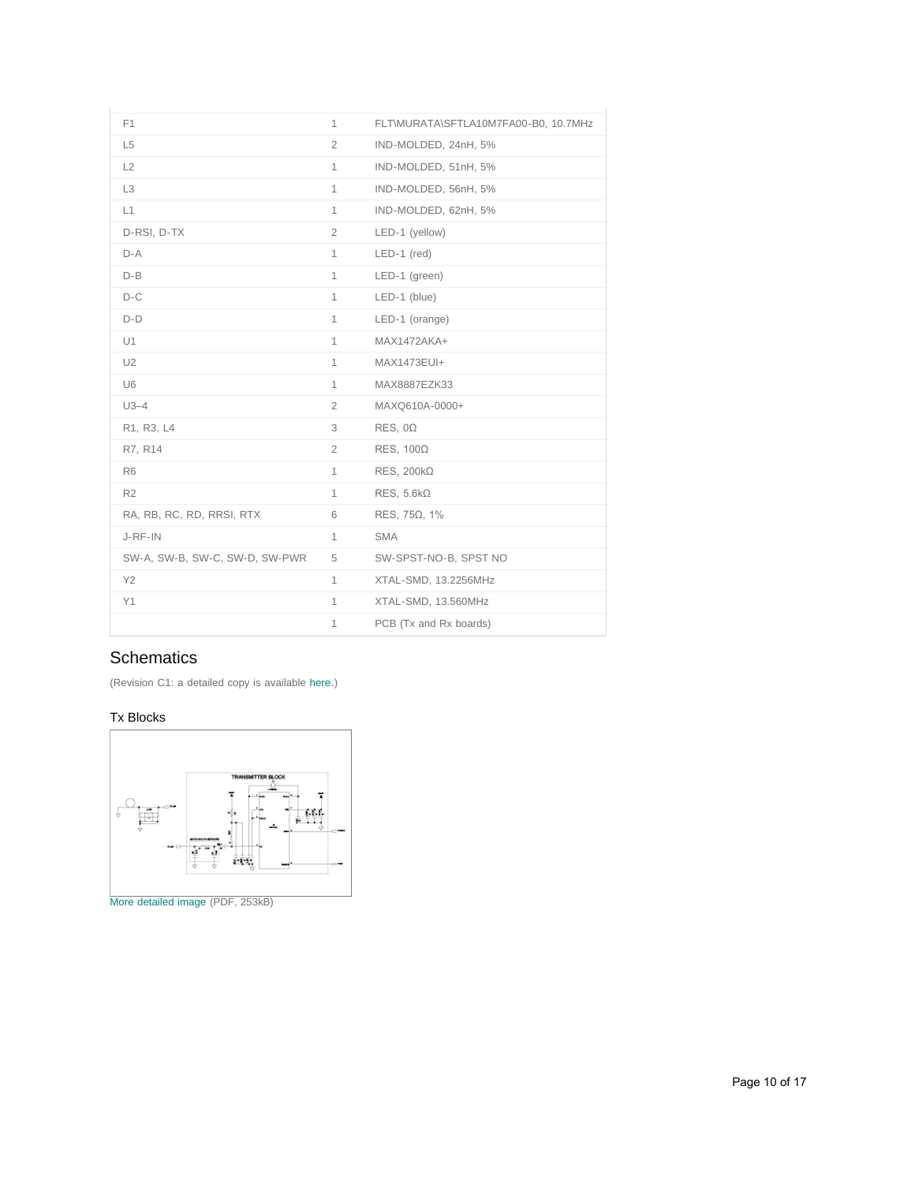| | | |
|---|---|---|
| F1 | 1 | FLT\MURATA\SFTLA10M7FA00-B0, 10.7MHz |
| L5 | 2 | IND-MOLDED, 24nH, 5% |
| L2 | 1 | IND-MOLDED, 51nH, 5% |
| L3 | 1 | IND-MOLDED, 56nH, 5% |
| L1 | 1 | IND-MOLDED, 62nH, 5% |
| D-RSI, D-TX | 2 | LED-1 (yellow) |
| D-A | 1 | LED-1 (red) |
| D-B | 1 | LED-1 (green) |
| D-C | 1 | LED-1 (blue) |
| D-D | 1 | LED-1 (orange) |
| U1 | 1 | MAX1472AKA+ |
| U2 | 1 | MAX1473EUI+ |
| U6 | 1 | MAX8887EZK33 |
| U3–4 | 2 | MAXQ610A-0000+ |
| R1, R3, L4 | 3 | RES, 0Ω |
| R7, R14 | 2 | RES, 100Ω |
| R6 | 1 | RES, 200kΩ |
| R2 | 1 | RES, 5.6kΩ |
| RA, RB, RC, RD, RRSI, RTX | 6 | RES, 75Ω, 1% |
| J-RF-IN | 1 | SMA |
| SW-A, SW-B, SW-C, SW-D, SW-PWR | 5 | SW-SPST-NO-B, SPST NO |
| Y2 | 1 | XTAL-SMD, 13.2256MHz |
| Y1 | 1 | XTAL-SMD, 13.560MHz |
| | 1 | PCB (Tx and Rx boards) |

## Schematics

(Revision C1: a detailed copy is available here.)

### Tx Blocks

More detailed image (PDF, 253kB)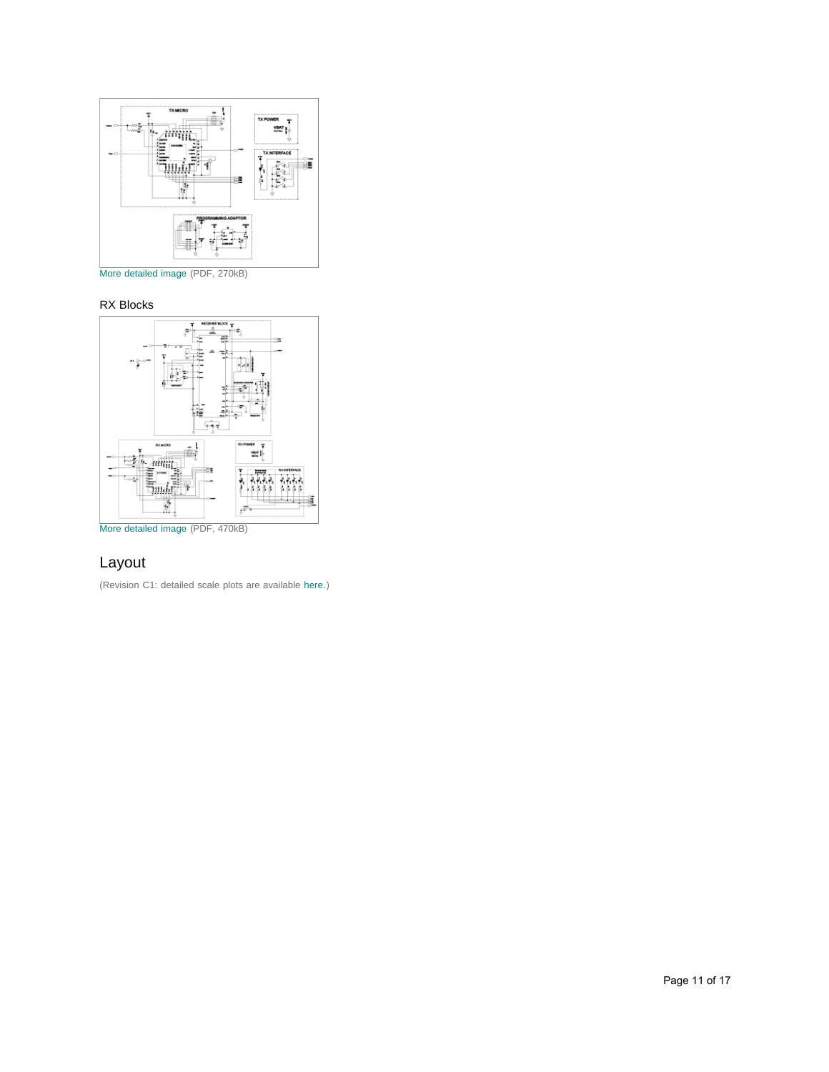More detailed image (PDF, 270kB)

RX Blocks

More detailed image (PDF, 470kB)

## Layout

(Revision C1: detailed scale plots are available here.)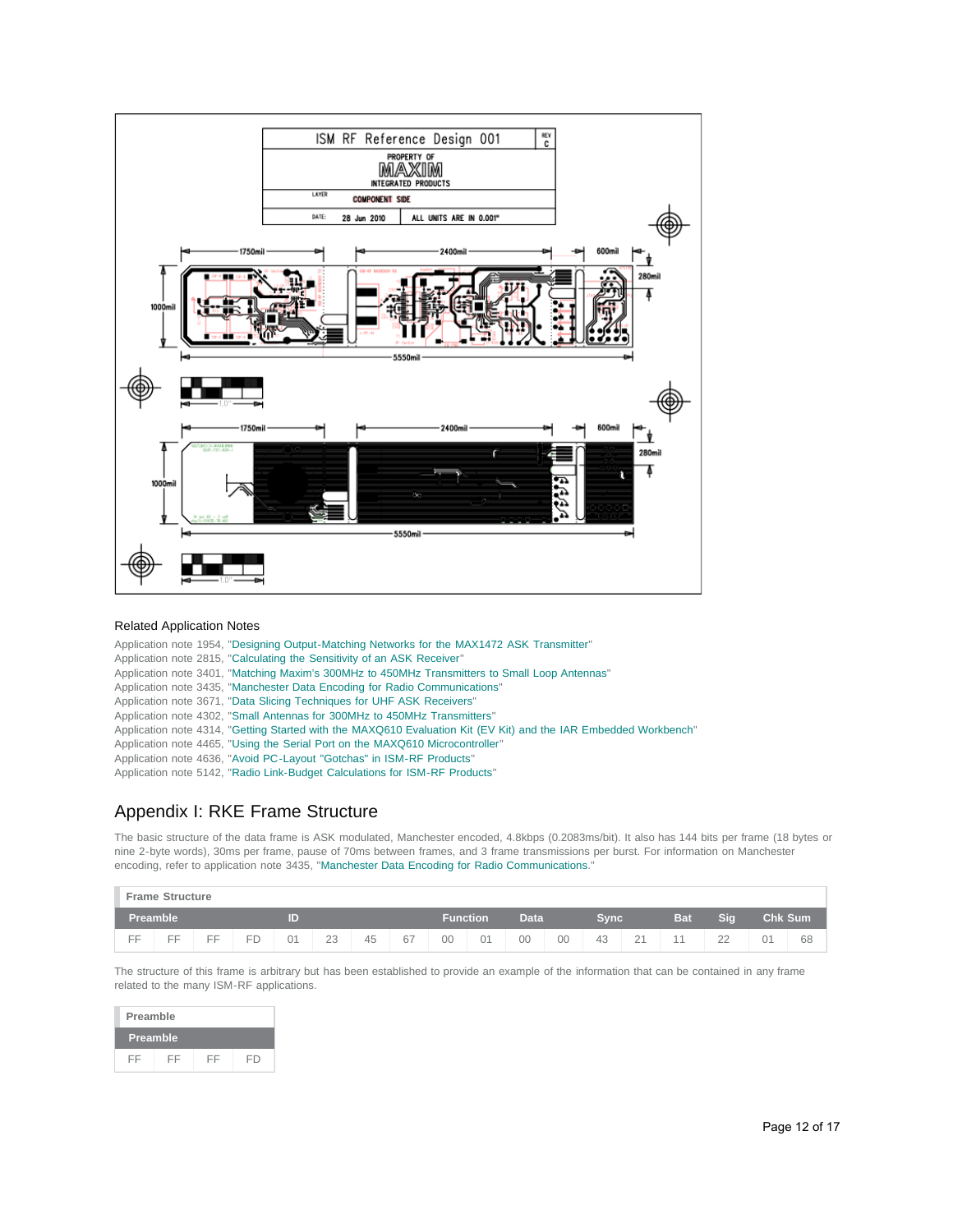Related Application Notes

Application note 1954, "Designing Output-Matching Networks for the MAX1472 ASK Transmitter"
Application note 2815, "Calculating the Sensitivity of an ASK Receiver"
Application note 3401, "Matching Maxim's 300MHz to 450MHz Transmitters to Small Loop Antennas"
Application note 3435, "Manchester Data Encoding for Radio Communications"
Application note 3671, "Data Slicing Techniques for UHF ASK Receivers"
Application note 4302, "Small Antennas for 300MHz to 450MHz Transmitters"
Application note 4314, "Getting Started with the MAXQ610 Evaluation Kit (EV Kit) and the IAR Embedded Workbench"
Application note 4465, "Using the Serial Port on the MAXQ610 Microcontroller"
Application note 4636, "Avoid PC-Layout "Gotchas" in ISM-RF Products"
Application note 5142, "Radio Link-Budget Calculations for ISM-RF Products"

## Appendix I: RKE Frame Structure

The basic structure of the data frame is ASK modulated, Manchester encoded, 4.8kbps (0.2083ms/bit). It also has 144 bits per frame (18 bytes or nine 2-byte words), 30ms per frame, pause of 70ms between frames, and 3 frame transmissions per burst. For information on Manchester encoding, refer to application note 3435, "Manchester Data Encoding for Radio Communications."

**Frame Structure**

| Preamble | | | | ID | | | | Function | | Data | | Sync | | Bat | Sig | Chk Sum | |
|---|---|---|---|---|---|---|---|---|---|---|---|---|---|---|---|---|---|
| FF | FF | FF | FD | 01 | 23 | 45 | 67 | 00 | 01 | 00 | 00 | 43 | 21 | 11 | 22 | 01 | 68 |

The structure of this frame is arbitrary but has been established to provide an example of the information that can be contained in any frame related to the many ISM-RF applications.

**Preamble**

| Preamble | | | |
|---|---|---|---|
| FF | FF | FF | FD |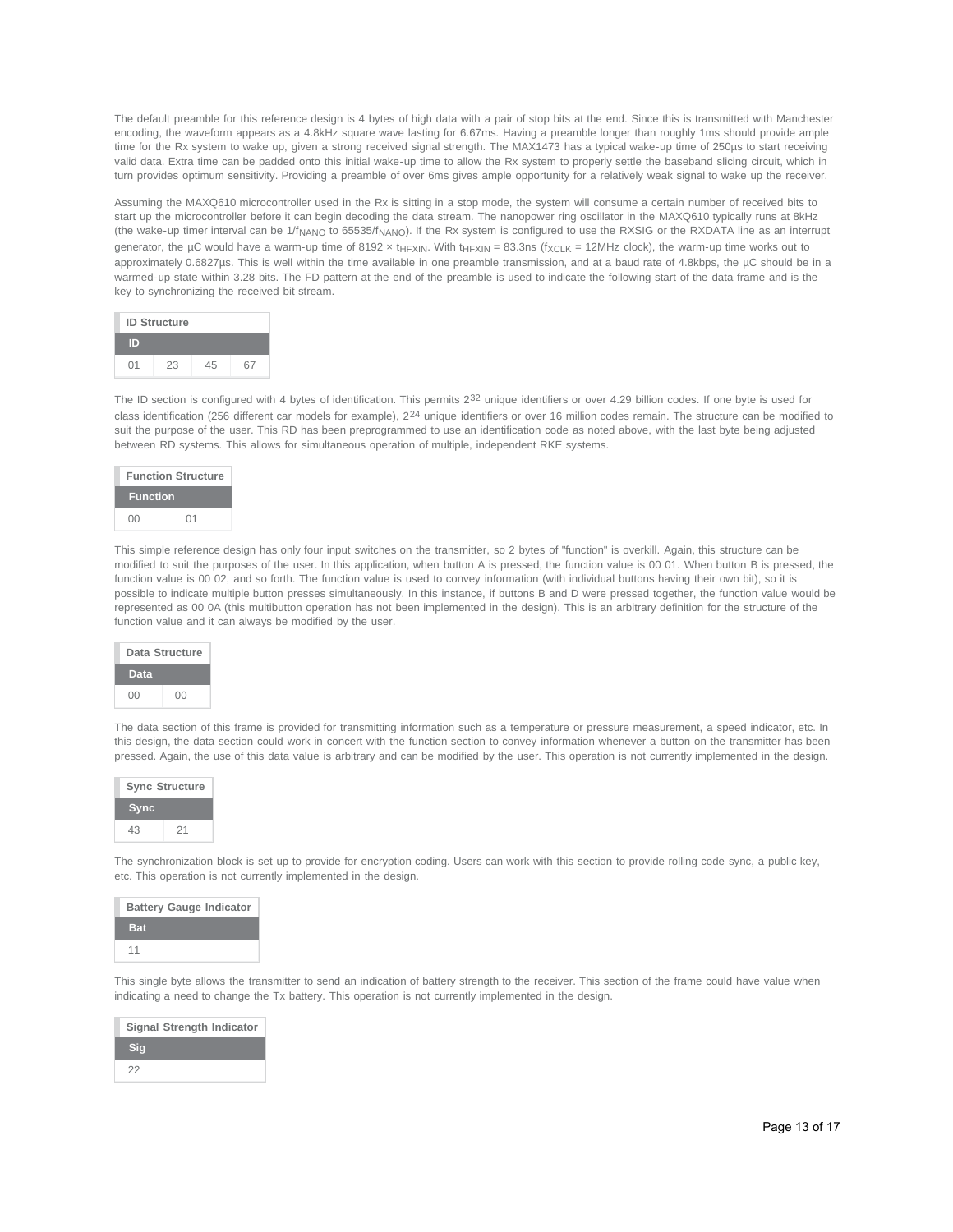The default preamble for this reference design is 4 bytes of high data with a pair of stop bits at the end. Since this is transmitted with Manchester encoding, the waveform appears as a 4.8kHz square wave lasting for 6.67ms. Having a preamble longer than roughly 1ms should provide ample time for the Rx system to wake up, given a strong received signal strength. The MAX1473 has a typical wake-up time of 250µs to start receiving valid data. Extra time can be padded onto this initial wake-up time to allow the Rx system to properly settle the baseband slicing circuit, which in turn provides optimum sensitivity. Providing a preamble of over 6ms gives ample opportunity for a relatively weak signal to wake up the receiver.

Assuming the MAXQ610 microcontroller used in the Rx is sitting in a stop mode, the system will consume a certain number of received bits to start up the microcontroller before it can begin decoding the data stream. The nanopower ring oscillator in the MAXQ610 typically runs at 8kHz (the wake-up timer interval can be $1/f_{NANO}$ to $65535/f_{NANO}$). If the Rx system is configured to use the RXSIG or the RXDATA line as an interrupt generator, the µC would have a warm-up time of $8192 \times t_{HFXIN}$. With $t_{HFXIN}$ = 83.3ns ($f_{XCLK}$ = 12MHz clock), the warm-up time works out to approximately 0.6827µs. This is well within the time available in one preamble transmission, and at a baud rate of 4.8kbps, the µC should be in a warmed-up state within 3.28 bits. The FD pattern at the end of the preamble is used to indicate the following start of the data frame and is the key to synchronizing the received bit stream.

| ID Structure | | | |
|---|---|---|---|
| ID | | | |
| 01 | 23 | 45 | 67 |

The ID section is configured with 4 bytes of identification. This permits $2^{32}$ unique identifiers or over 4.29 billion codes. If one byte is used for class identification (256 different car models for example), $2^{24}$ unique identifiers or over 16 million codes remain. The structure can be modified to suit the purpose of the user. This RD has been preprogrammed to use an identification code as noted above, with the last byte being adjusted between RD systems. This allows for simultaneous operation of multiple, independent RKE systems.

| Function Structure | |
|---|---|
| Function | |
| 00 | 01 |

This simple reference design has only four input switches on the transmitter, so 2 bytes of "function" is overkill. Again, this structure can be modified to suit the purposes of the user. In this application, when button A is pressed, the function value is 00 01. When button B is pressed, the function value is 00 02, and so forth. The function value is used to convey information (with individual buttons having their own bit), so it is possible to indicate multiple button presses simultaneously. In this instance, if buttons B and D were pressed together, the function value would be represented as 00 0A (this multibutton operation has not been implemented in the design). This is an arbitrary definition for the structure of the function value and it can always be modified by the user.

| Data Structure | |
|---|---|
| Data | |
| 00 | 00 |

The data section of this frame is provided for transmitting information such as a temperature or pressure measurement, a speed indicator, etc. In this design, the data section could work in concert with the function section to convey information whenever a button on the transmitter has been pressed. Again, the use of this data value is arbitrary and can be modified by the user. This operation is not currently implemented in the design.

| Sync Structure | |
|---|---|
| Sync | |
| 43 | 21 |

The synchronization block is set up to provide for encryption coding. Users can work with this section to provide rolling code sync, a public key, etc. This operation is not currently implemented in the design.

| Battery Gauge Indicator |
|---|
| Bat |
| 11 |

This single byte allows the transmitter to send an indication of battery strength to the receiver. This section of the frame could have value when indicating a need to change the Tx battery. This operation is not currently implemented in the design.

| Signal Strength Indicator |
|---|
| Sig |
| 22 |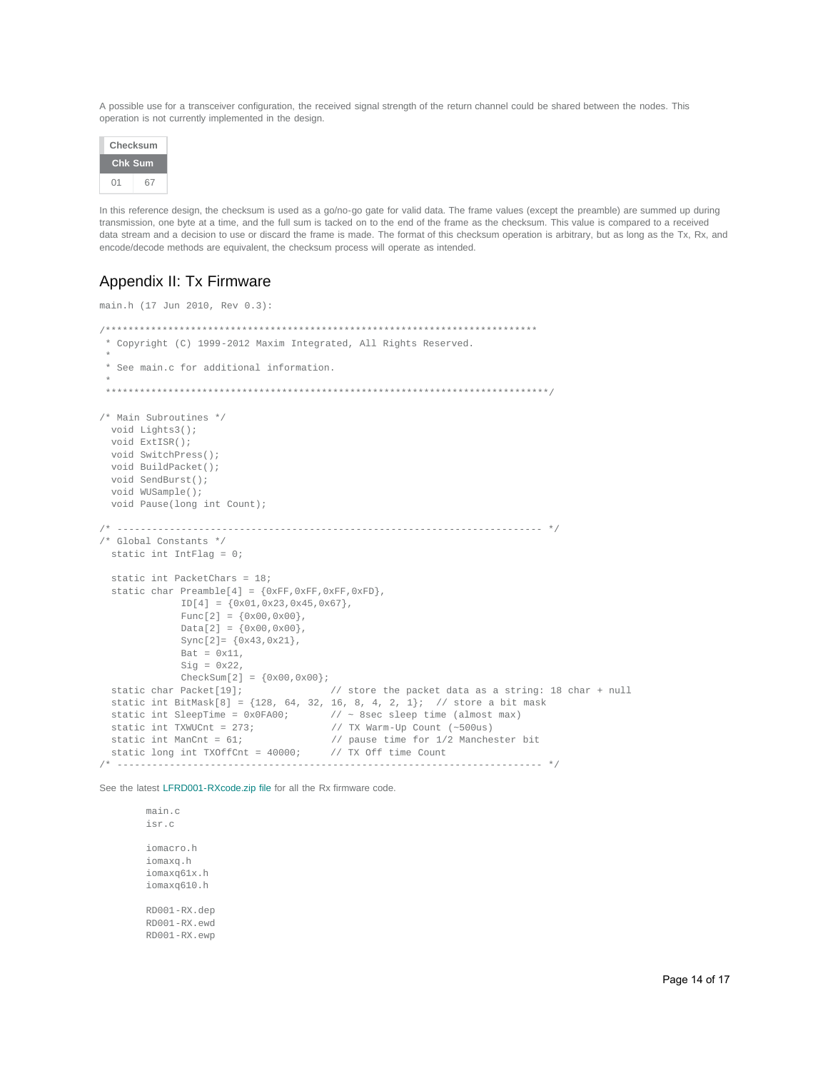A possible use for a transceiver configuration, the received signal strength of the return channel could be shared between the nodes. This operation is not currently implemented in the design.

| Checksum | |
|---|---|
| Chk Sum | |
| 01 | 67 |

In this reference design, the checksum is used as a go/no-go gate for valid data. The frame values (except the preamble) are summed up during transmission, one byte at a time, and the full sum is tacked on to the end of the frame as the checksum. This value is compared to a received data stream and a decision to use or discard the frame is made. The format of this checksum operation is arbitrary, but as long as the Tx, Rx, and encode/decode methods are equivalent, the checksum process will operate as intended.

## Appendix II: Tx Firmware

main.h (17 Jun 2010, Rev 0.3):

```
/****************************************************************************
 * Copyright (C) 1999-2012 Maxim Integrated, All Rights Reserved.
 *
 * See main.c for additional information.
 *
 ******************************************************************************/

/* Main Subroutines */
  void Lights3();
  void ExtISR();
  void SwitchPress();
  void BuildPacket();
  void SendBurst();
  void WUSample();
  void Pause(long int Count);

/* ------------------------------------------------------------------------- */
/* Global Constants */
  static int IntFlag = 0;

  static int PacketChars = 18;
  static char Preamble[4] = {0xFF,0xFF,0xFF,0xFD},
              ID[4] = {0x01,0x23,0x45,0x67},
              Func[2] = {0x00,0x00},
              Data[2] = {0x00,0x00},
              Sync[2]= {0x43,0x21},
              Bat = 0x11,
              Sig = 0x22,
              CheckSum[2] = {0x00,0x00};
  static char Packet[19];              // store the packet data as a string: 18 char + null
  static int BitMask[8] = {128, 64, 32, 16, 8, 4, 2, 1};  // store a bit mask
  static int SleepTime = 0x0FA00;      // ~ 8sec sleep time (almost max)
  static int TXWUCnt = 273;            // TX Warm-Up Count (~500us)
  static int ManCnt = 61;              // pause time for 1/2 Manchester bit
  static long int TXOffCnt = 40000;    // TX Off time Count
/* ------------------------------------------------------------------------- */
```

See the latest LFRD001-RXcode.zip file for all the Rx firmware code.

```
main.c
isr.c

iomacro.h
iomaxq.h
iomaxq61x.h
iomaxq610.h

RD001-RX.dep
RD001-RX.ewd
RD001-RX.ewp
```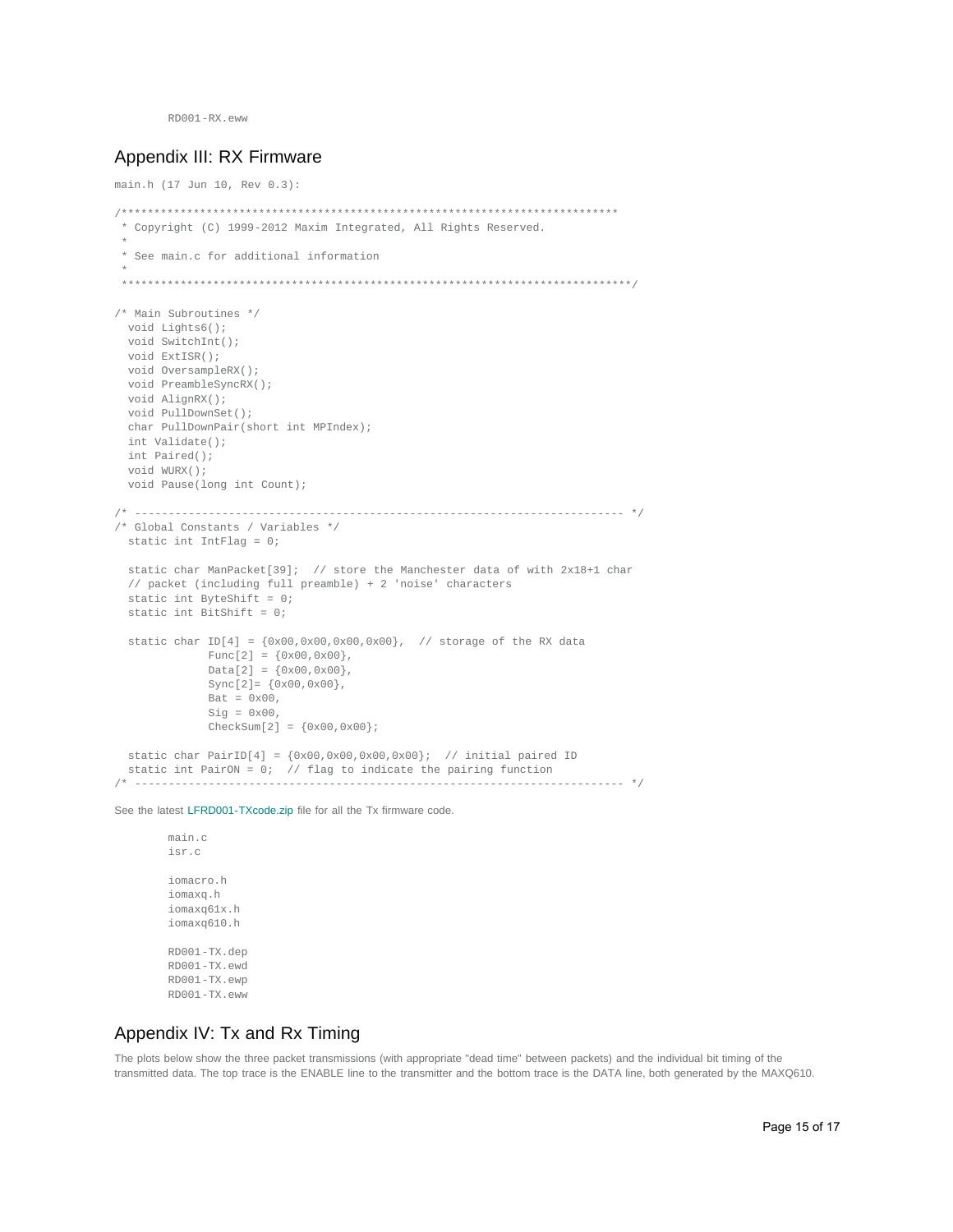```
RD001-RX.eww
```

## Appendix III: RX Firmware

main.h (17 Jun 10, Rev 0.3):

```
/****************************************************************************
 * Copyright (C) 1999-2012 Maxim Integrated, All Rights Reserved.
 *
 * See main.c for additional information
 *
 ****************************************************************************/

/* Main Subroutines */
  void Lights6();
  void SwitchInt();
  void ExtISR();
  void OversampleRX();
  void PreambleSyncRX();
  void AlignRX();
  void PullDownSet();
  char PullDownPair(short int MPIndex);
  int Validate();
  int Paired();
  void WURX();
  void Pause(long int Count);

/* ------------------------------------------------------------------------ */
/* Global Constants / Variables */
  static int IntFlag = 0;

  static char ManPacket[39];  // store the Manchester data of with 2x18+1 char
  // packet (including full preamble) + 2 'noise' characters
  static int ByteShift = 0;
  static int BitShift = 0;

  static char ID[4] = {0x00,0x00,0x00,0x00},  // storage of the RX data
              Func[2] = {0x00,0x00},
              Data[2] = {0x00,0x00},
              Sync[2]= {0x00,0x00},
              Bat = 0x00,
              Sig = 0x00,
              CheckSum[2] = {0x00,0x00};

  static char PairID[4] = {0x00,0x00,0x00,0x00};  // initial paired ID
  static int PairON = 0;  // flag to indicate the pairing function
/* ------------------------------------------------------------------------ */
```

See the latest LFRD001-TXcode.zip file for all the Tx firmware code.

```
main.c
isr.c

iomacro.h
iomaxq.h
iomaxq61x.h
iomaxq610.h

RD001-TX.dep
RD001-TX.ewd
RD001-TX.ewp
RD001-TX.eww
```

## Appendix IV: Tx and Rx Timing

The plots below show the three packet transmissions (with appropriate "dead time" between packets) and the individual bit timing of the transmitted data. The top trace is the ENABLE line to the transmitter and the bottom trace is the DATA line, both generated by the MAXQ610.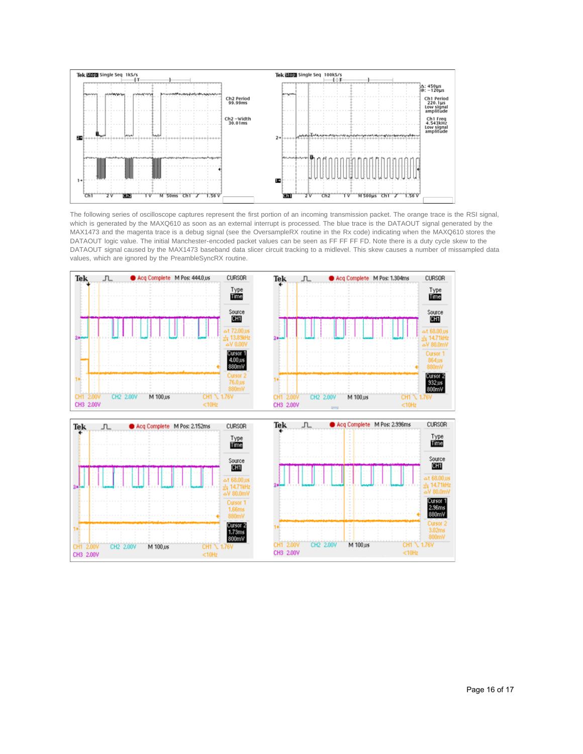The following series of oscilloscope captures represent the first portion of an incoming transmission packet. The orange trace is the RSI signal, which is generated by the MAXQ610 as soon as an external interrupt is processed. The blue trace is the DATAOUT signal generated by the MAX1473 and the magenta trace is a debug signal (see the OversampleRX routine in the Rx code) indicating when the MAXQ610 stores the DATAOUT logic value. The initial Manchester-encoded packet values can be seen as FF FF FF FD. Note there is a duty cycle skew to the DATAOUT signal caused by the MAX1473 baseband data slicer circuit tracking to a midlevel. This skew causes a number of missampled data values, which are ignored by the PreambleSyncRX routine.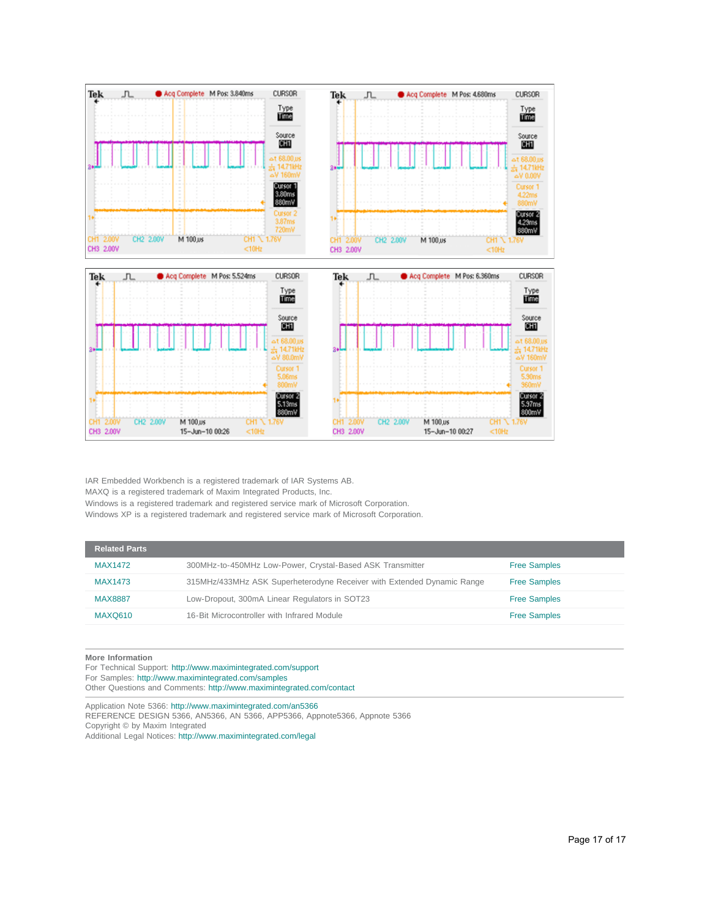IAR Embedded Workbench is a registered trademark of IAR Systems AB.
MAXQ is a registered trademark of Maxim Integrated Products, Inc.
Windows is a registered trademark and registered service mark of Microsoft Corporation.
Windows XP is a registered trademark and registered service mark of Microsoft Corporation.

| Related Parts | | |
|---|---|---|
| MAX1472 | 300MHz-to-450MHz Low-Power, Crystal-Based ASK Transmitter | Free Samples |
| MAX1473 | 315MHz/433MHz ASK Superheterodyne Receiver with Extended Dynamic Range | Free Samples |
| MAX8887 | Low-Dropout, 300mA Linear Regulators in SOT23 | Free Samples |
| MAXQ610 | 16-Bit Microcontroller with Infrared Module | Free Samples |

**More Information**
For Technical Support: http://www.maximintegrated.com/support
For Samples: http://www.maximintegrated.com/samples
Other Questions and Comments: http://www.maximintegrated.com/contact

Application Note 5366: http://www.maximintegrated.com/an5366
REFERENCE DESIGN 5366, AN5366, AN 5366, APP5366, Appnote5366, Appnote 5366
Copyright © by Maxim Integrated
Additional Legal Notices: http://www.maximintegrated.com/legal